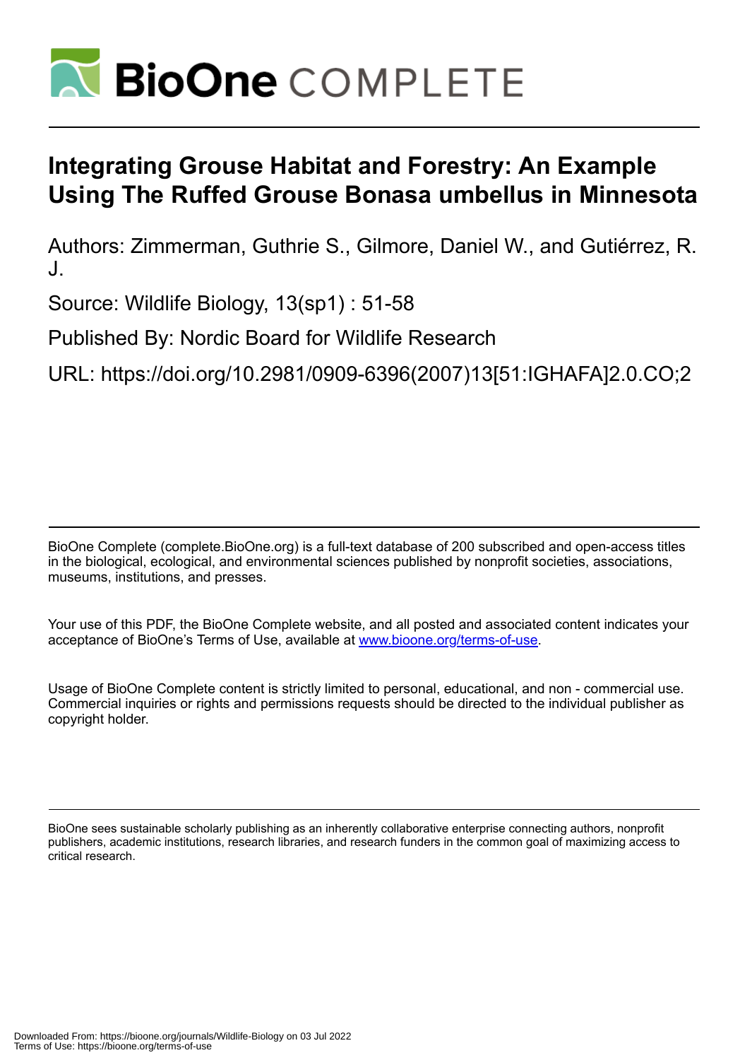# Integrating Grouse Habitat and Forestry: An Example Using The Ruffed Grouse Bonasa umbellus in Minnesota

Authors: Zimmerman, Guthrie S., Gilmore, Daniel W., and Gutiérrez, R. J.

Source: Wildlife Biology, 13(sp1) : 51-58

Published By: Nordic Board for Wildlife Research

URL: https://doi.org/10.2981/0909-6396(2007)13[51:IGHAFA]2.0.CO;2

BioOne Complete (complete.BioOne.org) is a full-text database of 200 subscribed and open-access titles in the biological, ecological, and environmental sciences published by nonprofit societies, associations, museums, institutions, and presses.

Your use of this PDF, the BioOne Complete website, and all posted and associated content indicates your acceptance of BioOne's Terms of Use, available at www.bioone.org/terms-of-use.

Usage of BioOne Complete content is strictly limited to personal, educational, and non - commercial use. Commercial inquiries or rights and permissions requests should be directed to the individual publisher as copyright holder.

BioOne sees sustainable scholarly publishing as an inherently collaborative enterprise connecting authors, nonprofit publishers, academic institutions, research libraries, and research funders in the common goal of maximizing access to critical research.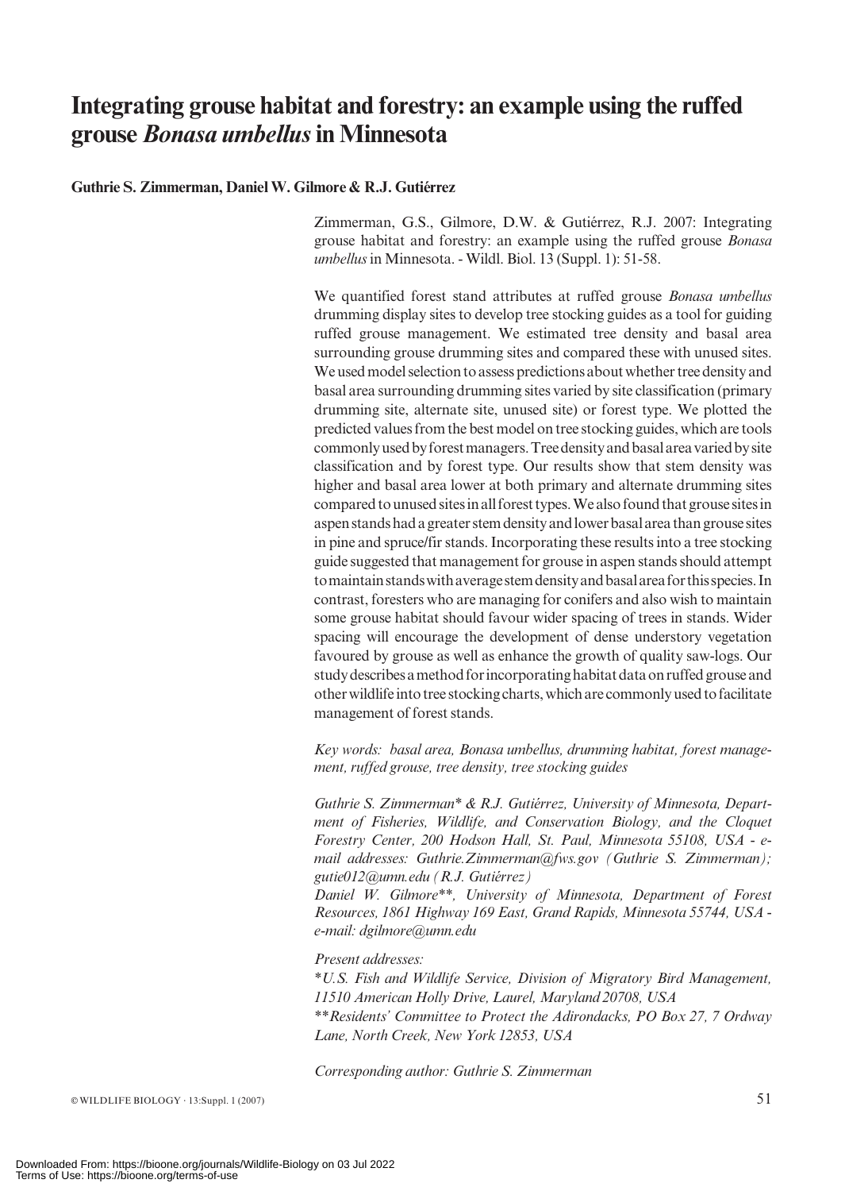# Integrating grouse habitat and forestry: an example using the ruffed grouse *Bonasa umbellus* in Minnesota

**Guthrie S. Zimmerman, Daniel W. Gilmore & R.J. Gutiérrez**

Zimmerman, G.S., Gilmore, D.W. & Gutiérrez, R.J. 2007: Integrating grouse habitat and forestry: an example using the ruffed grouse *Bonasa umbellus* in Minnesota. - Wildl. Biol. 13 (Suppl. 1): 51-58.

We quantified forest stand attributes at ruffed grouse *Bonasa umbellus* drumming display sites to develop tree stocking guides as a tool for guiding ruffed grouse management. We estimated tree density and basal area surrounding grouse drumming sites and compared these with unused sites. We used model selection to assess predictions about whether tree density and basal area surrounding drumming sites varied by site classification (primary drumming site, alternate site, unused site) or forest type. We plotted the predicted values from the best model on tree stocking guides, which are tools commonly used by forest managers. Tree density and basal area varied by site classification and by forest type. Our results show that stem density was higher and basal area lower at both primary and alternate drumming sites compared to unused sites in all forest types. We also found that grouse sites in aspen stands had a greater stem density and lower basal area than grouse sites in pine and spruce/fir stands. Incorporating these results into a tree stocking guide suggested that management for grouse in aspen stands should attempt to maintain stands with average stem density and basal area for this species. In contrast, foresters who are managing for conifers and also wish to maintain some grouse habitat should favour wider spacing of trees in stands. Wider spacing will encourage the development of dense understory vegetation favoured by grouse as well as enhance the growth of quality saw-logs. Our study describes a method for incorporating habitat data on ruffed grouse and other wildlife into tree stocking charts, which are commonly used to facilitate management of forest stands.

*Key words: basal area, Bonasa umbellus, drumming habitat, forest management, ruffed grouse, tree density, tree stocking guides*

*Guthrie S. Zimmerman\* & R.J. Gutiérrez, University of Minnesota, Department of Fisheries, Wildlife, and Conservation Biology, and the Cloquet Forestry Center, 200 Hodson Hall, St. Paul, Minnesota 55108, USA - e-mail addresses: Guthrie.Zimmerman@fws.gov (Guthrie S. Zimmerman); gutie012@umn.edu (R.J. Gutiérrez)*

*Daniel W. Gilmore\*\*, University of Minnesota, Department of Forest Resources, 1861 Highway 169 East, Grand Rapids, Minnesota 55744, USA - e-mail: dgilmore@umn.edu*

*Present addresses:*

*\*U.S. Fish and Wildlife Service, Division of Migratory Bird Management, 11510 American Holly Drive, Laurel, Maryland 20708, USA*

*\*\*Residents' Committee to Protect the Adirondacks, PO Box 27, 7 Ordway Lane, North Creek, New York 12853, USA*

*Corresponding author: Guthrie S. Zimmerman*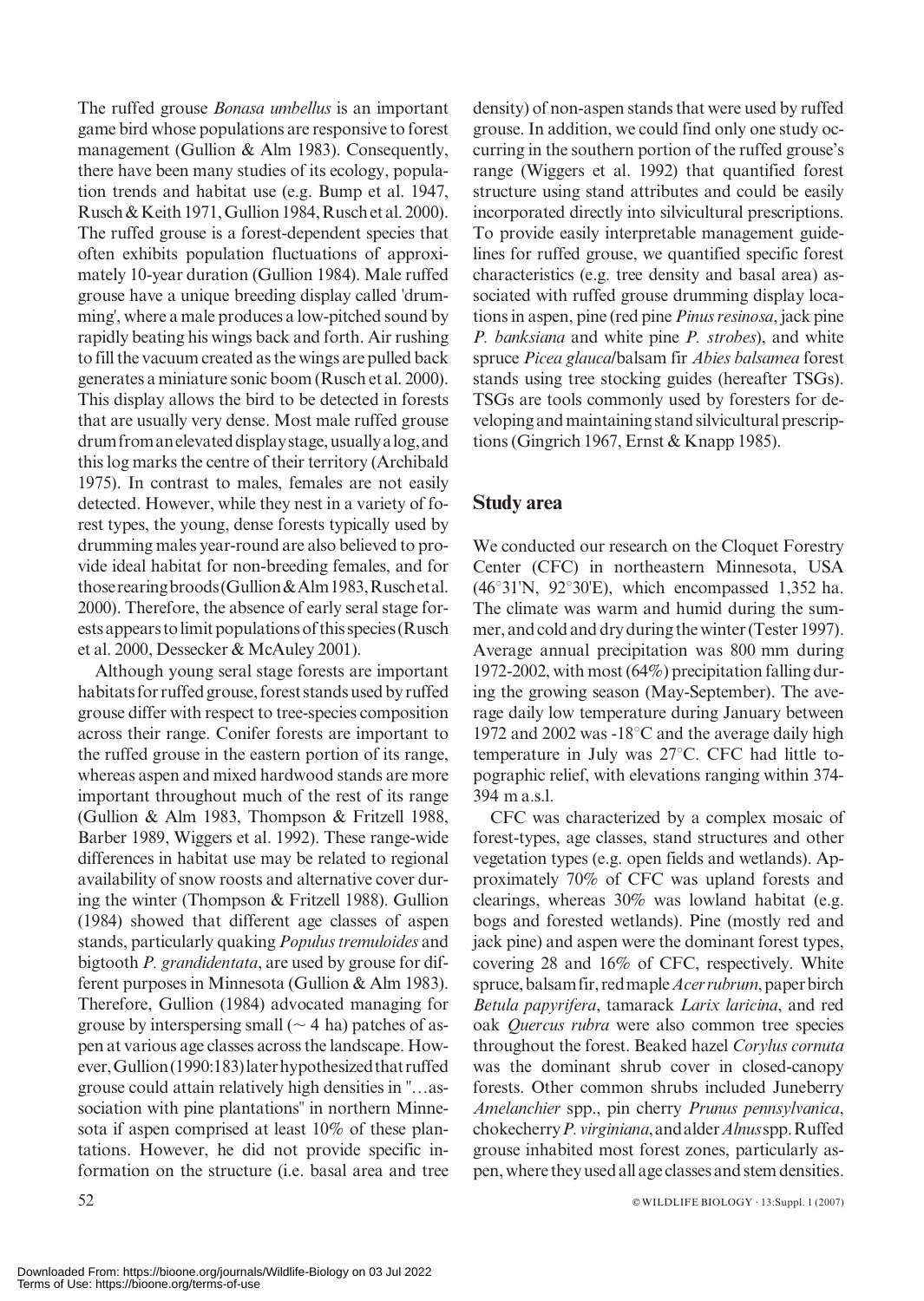The ruffed grouse *Bonasa umbellus* is an important game bird whose populations are responsive to forest management (Gullion & Alm 1983). Consequently, there have been many studies of its ecology, population trends and habitat use (e.g. Bump et al. 1947, Rusch & Keith 1971, Gullion 1984, Rusch et al. 2000). The ruffed grouse is a forest-dependent species that often exhibits population fluctuations of approximately 10-year duration (Gullion 1984). Male ruffed grouse have a unique breeding display called 'drumming', where a male produces a low-pitched sound by rapidly beating his wings back and forth. Air rushing to fill the vacuum created as the wings are pulled back generates a miniature sonic boom (Rusch et al. 2000). This display allows the bird to be detected in forests that are usually very dense. Most male ruffed grouse drum from an elevated display stage, usually a log, and this log marks the centre of their territory (Archibald 1975). In contrast to males, females are not easily detected. However, while they nest in a variety of forest types, the young, dense forests typically used by drumming males year-round are also believed to provide ideal habitat for non-breeding females, and for those rearing broods (Gullion & Alm 1983, Rusch et al. 2000). Therefore, the absence of early seral stage forests appears to limit populations of this species (Rusch et al. 2000, Dessecker & McAuley 2001).

Although young seral stage forests are important habitats for ruffed grouse, forest stands used by ruffed grouse differ with respect to tree-species composition across their range. Conifer forests are important to the ruffed grouse in the eastern portion of its range, whereas aspen and mixed hardwood stands are more important throughout much of the rest of its range (Gullion & Alm 1983, Thompson & Fritzell 1988, Barber 1989, Wiggers et al. 1992). These range-wide differences in habitat use may be related to regional availability of snow roosts and alternative cover during the winter (Thompson & Fritzell 1988). Gullion (1984) showed that different age classes of aspen stands, particularly quaking *Populus tremuloides* and bigtooth *P. grandidentata*, are used by grouse for different purposes in Minnesota (Gullion & Alm 1983). Therefore, Gullion (1984) advocated managing for grouse by interspersing small (~ 4 ha) patches of aspen at various age classes across the landscape. However, Gullion (1990:183) later hypothesized that ruffed grouse could attain relatively high densities in "...association with pine plantations" in northern Minnesota if aspen comprised at least 10% of these plantations. However, he did not provide specific information on the structure (i.e. basal area and tree density) of non-aspen stands that were used by ruffed grouse. In addition, we could find only one study occurring in the southern portion of the ruffed grouse's range (Wiggers et al. 1992) that quantified forest structure using stand attributes and could be easily incorporated directly into silvicultural prescriptions. To provide easily interpretable management guidelines for ruffed grouse, we quantified specific forest characteristics (e.g. tree density and basal area) associated with ruffed grouse drumming display locations in aspen, pine (red pine *Pinus resinosa*, jack pine *P. banksiana* and white pine *P. strobes*), and white spruce *Picea glauca*/balsam fir *Abies balsamea* forest stands using tree stocking guides (hereafter TSGs). TSGs are tools commonly used by foresters for developing and maintaining stand silvicultural prescriptions (Gingrich 1967, Ernst & Knapp 1985).

## Study area

We conducted our research on the Cloquet Forestry Center (CFC) in northeastern Minnesota, USA (46°31'N, 92°30'E), which encompassed 1,352 ha. The climate was warm and humid during the summer, and cold and dry during the winter (Tester 1997). Average annual precipitation was 800 mm during 1972-2002, with most (64%) precipitation falling during the growing season (May-September). The average daily low temperature during January between 1972 and 2002 was -18°C and the average daily high temperature in July was 27°C. CFC had little topographic relief, with elevations ranging within 374-394 m a.s.l.

CFC was characterized by a complex mosaic of forest-types, age classes, stand structures and other vegetation types (e.g. open fields and wetlands). Approximately 70% of CFC was upland forests and clearings, whereas 30% was lowland habitat (e.g. bogs and forested wetlands). Pine (mostly red and jack pine) and aspen were the dominant forest types, covering 28 and 16% of CFC, respectively. White spruce, balsam fir, red maple *Acer rubrum*, paper birch *Betula papyrifera*, tamarack *Larix laricina*, and red oak *Quercus rubra* were also common tree species throughout the forest. Beaked hazel *Corylus cornuta* was the dominant shrub cover in closed-canopy forests. Other common shrubs included Juneberry *Amelanchier* spp., pin cherry *Prunus pennsylvanica*, chokecherry *P. virginiana*, and alder *Alnus* spp. Ruffed grouse inhabited most forest zones, particularly aspen, where they used all age classes and stem densities.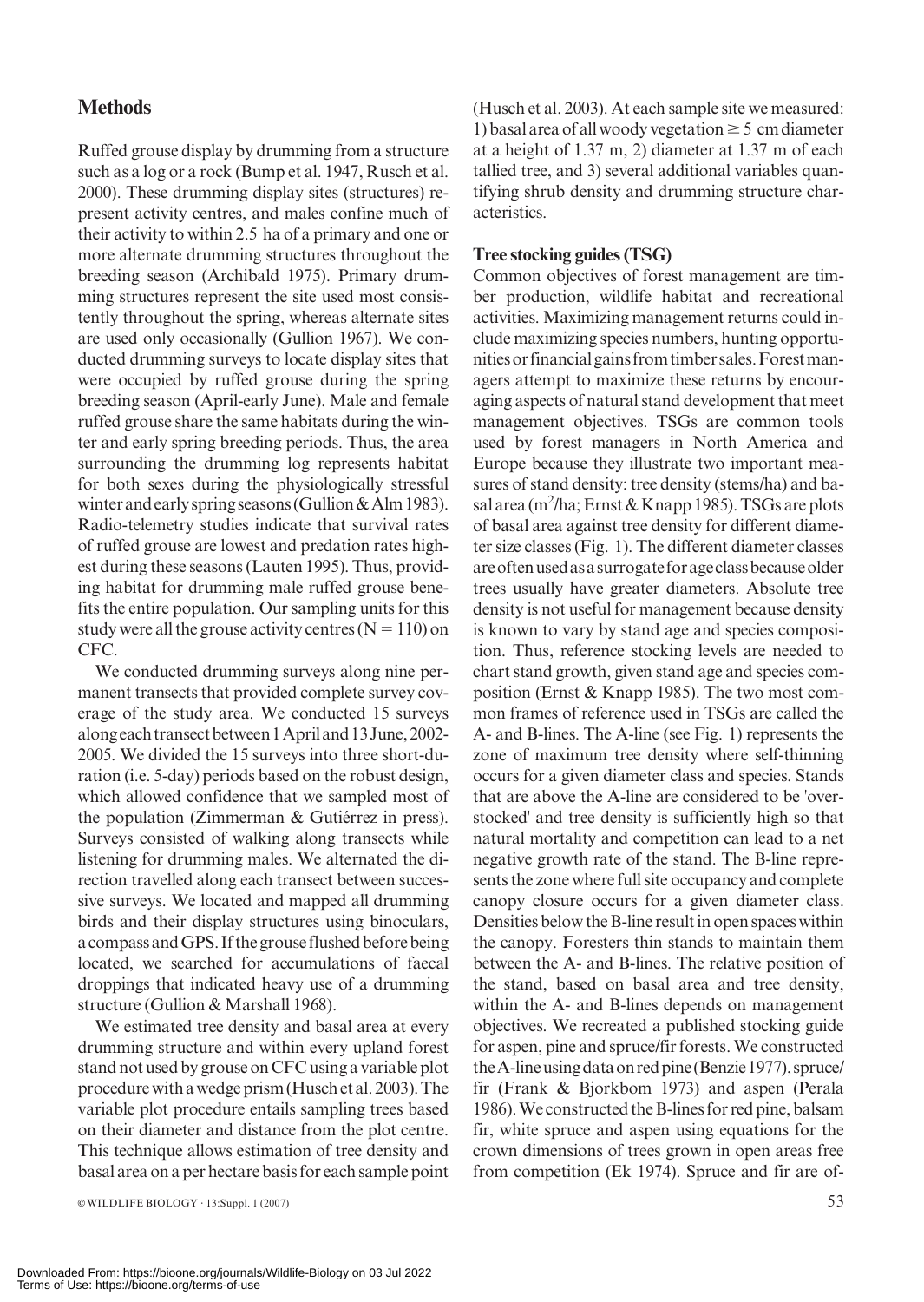## Methods

Ruffed grouse display by drumming from a structure such as a log or a rock (Bump et al. 1947, Rusch et al. 2000). These drumming display sites (structures) represent activity centres, and males confine much of their activity to within 2.5 ha of a primary and one or more alternate drumming structures throughout the breeding season (Archibald 1975). Primary drumming structures represent the site used most consistently throughout the spring, whereas alternate sites are used only occasionally (Gullion 1967). We conducted drumming surveys to locate display sites that were occupied by ruffed grouse during the spring breeding season (April-early June). Male and female ruffed grouse share the same habitats during the winter and early spring breeding periods. Thus, the area surrounding the drumming log represents habitat for both sexes during the physiologically stressful winter and early spring seasons (Gullion & Alm 1983). Radio-telemetry studies indicate that survival rates of ruffed grouse are lowest and predation rates highest during these seasons (Lauten 1995). Thus, providing habitat for drumming male ruffed grouse benefits the entire population. Our sampling units for this study were all the grouse activity centres ($N = 110$) on CFC.

We conducted drumming surveys along nine permanent transects that provided complete survey coverage of the study area. We conducted 15 surveys along each transect between 1 April and 13 June, 2002-2005. We divided the 15 surveys into three short-duration (i.e. 5-day) periods based on the robust design, which allowed confidence that we sampled most of the population (Zimmerman & Gutiérrez in press). Surveys consisted of walking along transects while listening for drumming males. We alternated the direction travelled along each transect between successive surveys. We located and mapped all drumming birds and their display structures using binoculars, a compass and GPS. If the grouse flushed before being located, we searched for accumulations of faecal droppings that indicated heavy use of a drumming structure (Gullion & Marshall 1968).

We estimated tree density and basal area at every drumming structure and within every upland forest stand not used by grouse on CFC using a variable plot procedure with a wedge prism (Husch et al. 2003). The variable plot procedure entails sampling trees based on their diameter and distance from the plot centre. This technique allows estimation of tree density and basal area on a per hectare basis for each sample point (Husch et al. 2003). At each sample site we measured: 1) basal area of all woody vegetation $\geq 5$ cm diameter at a height of 1.37 m, 2) diameter at 1.37 m of each tallied tree, and 3) several additional variables quantifying shrub density and drumming structure characteristics.

### Tree stocking guides (TSG)

Common objectives of forest management are timber production, wildlife habitat and recreational activities. Maximizing management returns could include maximizing species numbers, hunting opportunities or financial gains from timber sales. Forest managers attempt to maximize these returns by encouraging aspects of natural stand development that meet management objectives. TSGs are common tools used by forest managers in North America and Europe because they illustrate two important measures of stand density: tree density (stems/ha) and basal area ($m^2$/ha; Ernst & Knapp 1985). TSGs are plots of basal area against tree density for different diameter size classes (Fig. 1). The different diameter classes are often used as a surrogate for age class because older trees usually have greater diameters. Absolute tree density is not useful for management because density is known to vary by stand age and species composition. Thus, reference stocking levels are needed to chart stand growth, given stand age and species composition (Ernst & Knapp 1985). The two most common frames of reference used in TSGs are called the A- and B-lines. The A-line (see Fig. 1) represents the zone of maximum tree density where self-thinning occurs for a given diameter class and species. Stands that are above the A-line are considered to be 'overstocked' and tree density is sufficiently high so that natural mortality and competition can lead to a net negative growth rate of the stand. The B-line represents the zone where full site occupancy and complete canopy closure occurs for a given diameter class. Densities below the B-line result in open spaces within the canopy. Foresters thin stands to maintain them between the A- and B-lines. The relative position of the stand, based on basal area and tree density, within the A- and B-lines depends on management objectives. We recreated a published stocking guide for aspen, pine and spruce/fir forests. We constructed the A-line using data on red pine (Benzie 1977), spruce/fir (Frank & Bjorkbom 1973) and aspen (Perala 1986). We constructed the B-lines for red pine, balsam fir, white spruce and aspen using equations for the crown dimensions of trees grown in open areas free from competition (Ek 1974). Spruce and fir are of-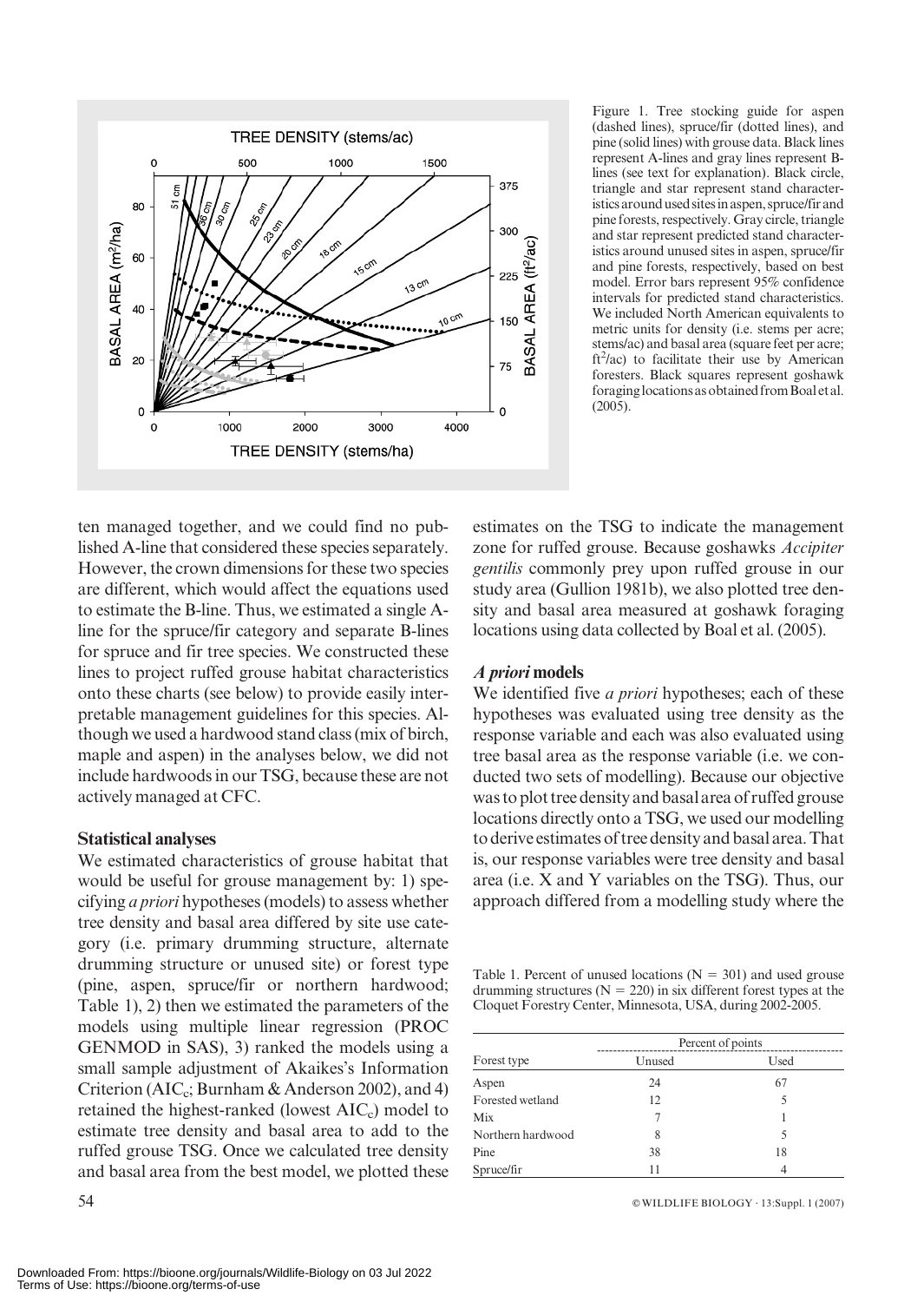Figure 1. Tree stocking guide for aspen (dashed lines), spruce/fir (dotted lines), and pine (solid lines) with grouse data. Black lines represent A-lines and gray lines represent B-lines (see text for explanation). Black circle, triangle and star represent stand characteristics around used sites in aspen, spruce/fir and pine forests, respectively. Gray circle, triangle and star represent predicted stand characteristics around unused sites in aspen, spruce/fir and pine forests, respectively, based on best model. Error bars represent 95% confidence intervals for predicted stand characteristics. We included North American equivalents to metric units for density (i.e. stems per acre; stems/ac) and basal area (square feet per acre; $ft^2$/ac) to facilitate their use by American foresters. Black squares represent goshawk foraging locations as obtained from Boal et al. (2005).

ten managed together, and we could find no published A-line that considered these species separately. However, the crown dimensions for these two species are different, which would affect the equations used to estimate the B-line. Thus, we estimated a single A-line for the spruce/fir category and separate B-lines for spruce and fir tree species. We constructed these lines to project ruffed grouse habitat characteristics onto these charts (see below) to provide easily interpretable management guidelines for this species. Although we used a hardwood stand class (mix of birch, maple and aspen) in the analyses below, we did not include hardwoods in our TSG, because these are not actively managed at CFC.

### Statistical analyses

We estimated characteristics of grouse habitat that would be useful for grouse management by: 1) specifying *a priori* hypotheses (models) to assess whether tree density and basal area differed by site use category (i.e. primary drumming structure, alternate drumming structure or unused site) or forest type (pine, aspen, spruce/fir or northern hardwood; Table 1), 2) then we estimated the parameters of the models using multiple linear regression (PROC GENMOD in SAS), 3) ranked the models using a small sample adjustment of Akaikes's Information Criterion ($AIC_c$; Burnham & Anderson 2002), and 4) retained the highest-ranked (lowest $AIC_c$) model to estimate tree density and basal area to add to the ruffed grouse TSG. Once we calculated tree density and basal area from the best model, we plotted these estimates on the TSG to indicate the management zone for ruffed grouse. Because goshawks *Accipiter gentilis* commonly prey upon ruffed grouse in our study area (Gullion 1981b), we also plotted tree density and basal area measured at goshawk foraging locations using data collected by Boal et al. (2005).

### *A priori* models

We identified five *a priori* hypotheses; each of these hypotheses was evaluated using tree density as the response variable and each was also evaluated using tree basal area as the response variable (i.e. we conducted two sets of modelling). Because our objective was to plot tree density and basal area of ruffed grouse locations directly onto a TSG, we used our modelling to derive estimates of tree density and basal area. That is, our response variables were tree density and basal area (i.e. X and Y variables on the TSG). Thus, our approach differed from a modelling study where the

Table 1. Percent of unused locations (N = 301) and used grouse drumming structures (N = 220) in six different forest types at the Cloquet Forestry Center, Minnesota, USA, during 2002-2005.

| | Percent of points | |
|---|---|---|
| Forest type | Unused | Used |
| Aspen | 24 | 67 |
| Forested wetland | 12 | 5 |
| Mix | 7 | 1 |
| Northern hardwood | 8 | 5 |
| Pine | 38 | 18 |
| Spruce/fir | 11 | 4 |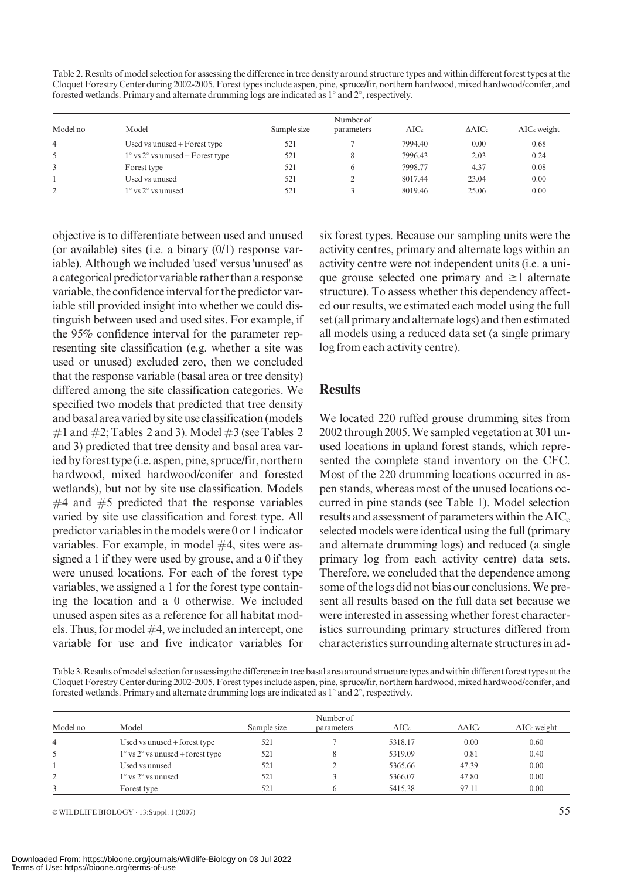Table 2. Results of model selection for assessing the difference in tree density around structure types and within different forest types at the Cloquet Forestry Center during 2002-2005. Forest types include aspen, pine, spruce/fir, northern hardwood, mixed hardwood/conifer, and forested wetlands. Primary and alternate drumming logs are indicated as 1° and 2°, respectively.

| Model no | Model | Sample size | Number of parameters | $AIC_c$ | $\Delta AIC_c$ | $AIC_c$ weight |
|---|---|---|---|---|---|---|
| 4 | Used vs unused + Forest type | 521 | 7 | 7994.40 | 0.00 | 0.68 |
| 5 | 1° vs 2° vs unused + Forest type | 521 | 8 | 7996.43 | 2.03 | 0.24 |
| 3 | Forest type | 521 | 6 | 7998.77 | 4.37 | 0.08 |
| 1 | Used vs unused | 521 | 2 | 8017.44 | 23.04 | 0.00 |
| 2 | 1° vs 2° vs unused | 521 | 3 | 8019.46 | 25.06 | 0.00 |

objective is to differentiate between used and unused (or available) sites (i.e. a binary (0/1) response variable). Although we included 'used' versus 'unused' as a categorical predictor variable rather than a response variable, the confidence interval for the predictor variable still provided insight into whether we could distinguish between used and used sites. For example, if the 95% confidence interval for the parameter representing site classification (e.g. whether a site was used or unused) excluded zero, then we concluded that the response variable (basal area or tree density) differed among the site classification categories. We specified two models that predicted that tree density and basal area varied by site use classification (models #1 and #2; Tables 2 and 3). Model #3 (see Tables 2 and 3) predicted that tree density and basal area varied by forest type (i.e. aspen, pine, spruce/fir, northern hardwood, mixed hardwood/conifer and forested wetlands), but not by site use classification. Models #4 and #5 predicted that the response variables varied by site use classification and forest type. All predictor variables in the models were 0 or 1 indicator variables. For example, in model #4, sites were assigned a 1 if they were used by grouse, and a 0 if they were unused locations. For each of the forest type variables, we assigned a 1 for the forest type containing the location and a 0 otherwise. We included unused aspen sites as a reference for all habitat models. Thus, for model #4, we included an intercept, one variable for use and five indicator variables for six forest types. Because our sampling units were the activity centres, primary and alternate logs within an activity centre were not independent units (i.e. a unique grouse selected one primary and ≥1 alternate structure). To assess whether this dependency affected our results, we estimated each model using the full set (all primary and alternate logs) and then estimated all models using a reduced data set (a single primary log from each activity centre).

## Results

We located 220 ruffed grouse drumming sites from 2002 through 2005. We sampled vegetation at 301 unused locations in upland forest stands, which represented the complete stand inventory on the CFC. Most of the 220 drumming locations occurred in aspen stands, whereas most of the unused locations occurred in pine stands (see Table 1). Model selection results and assessment of parameters within the $AIC_c$ selected models were identical using the full (primary and alternate drumming logs) and reduced (a single primary log from each activity centre) data sets. Therefore, we concluded that the dependence among some of the logs did not bias our conclusions. We present all results based on the full data set because we were interested in assessing whether forest characteristics surrounding primary structures differed from characteristics surrounding alternate structures in ad-

Table 3. Results of model selection for assessing the difference in tree basal area around structure types and within different forest types at the Cloquet Forestry Center during 2002-2005. Forest types include aspen, pine, spruce/fir, northern hardwood, mixed hardwood/conifer, and forested wetlands. Primary and alternate drumming logs are indicated as 1° and 2°, respectively.

| Model no | Model | Sample size | Number of parameters | $AIC_c$ | $\Delta AIC_c$ | $AIC_c$ weight |
|---|---|---|---|---|---|---|
| 4 | Used vs unused + forest type | 521 | 7 | 5318.17 | 0.00 | 0.60 |
| 5 | 1° vs 2° vs unused + forest type | 521 | 8 | 5319.09 | 0.81 | 0.40 |
| 1 | Used vs unused | 521 | 2 | 5365.66 | 47.39 | 0.00 |
| 2 | 1° vs 2° vs unused | 521 | 3 | 5366.07 | 47.80 | 0.00 |
| 3 | Forest type | 521 | 6 | 5415.38 | 97.11 | 0.00 |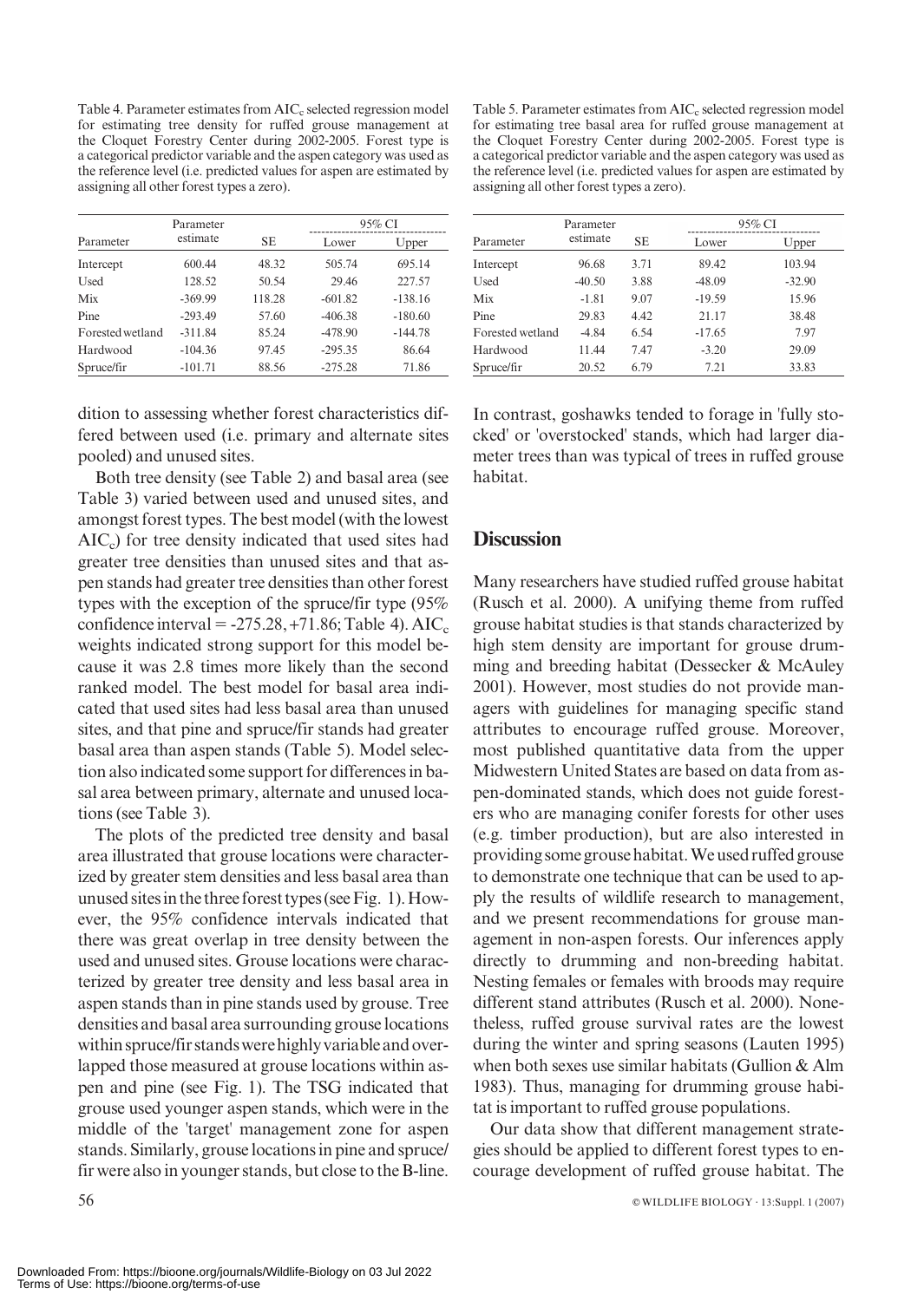Table 4. Parameter estimates from $AIC_c$ selected regression model for estimating tree density for ruffed grouse management at the Cloquet Forestry Center during 2002-2005. Forest type is a categorical predictor variable and the aspen category was used as the reference level (i.e. predicted values for aspen are estimated by assigning all other forest types a zero).

| Parameter | Parameter estimate | SE | 95% CI | |
|---|---|---|---|---|
| | | | Lower | Upper |
| Intercept | 600.44 | 48.32 | 505.74 | 695.14 |
| Used | 128.52 | 50.54 | 29.46 | 227.57 |
| Mix | -369.99 | 118.28 | -601.82 | -138.16 |
| Pine | -293.49 | 57.60 | -406.38 | -180.60 |
| Forested wetland | -311.84 | 85.24 | -478.90 | -144.78 |
| Hardwood | -104.36 | 97.45 | -295.35 | 86.64 |
| Spruce/fir | -101.71 | 88.56 | -275.28 | 71.86 |

Table 5. Parameter estimates from $AIC_c$ selected regression model for estimating tree basal area for ruffed grouse management at the Cloquet Forestry Center during 2002-2005. Forest type is a categorical predictor variable and the aspen category was used as the reference level (i.e. predicted values for aspen are estimated by assigning all other forest types a zero).

| Parameter | Parameter estimate | SE | 95% CI | |
|---|---|---|---|---|
| | | | Lower | Upper |
| Intercept | 96.68 | 3.71 | 89.42 | 103.94 |
| Used | -40.50 | 3.88 | -48.09 | -32.90 |
| Mix | -1.81 | 9.07 | -19.59 | 15.96 |
| Pine | 29.83 | 4.42 | 21.17 | 38.48 |
| Forested wetland | -4.84 | 6.54 | -17.65 | 7.97 |
| Hardwood | 11.44 | 7.47 | -3.20 | 29.09 |
| Spruce/fir | 20.52 | 6.79 | 7.21 | 33.83 |

dition to assessing whether forest characteristics differed between used (i.e. primary and alternate sites pooled) and unused sites.

Both tree density (see Table 2) and basal area (see Table 3) varied between used and unused sites, and amongst forest types. The best model (with the lowest $AIC_c$) for tree density indicated that used sites had greater tree densities than unused sites and that aspen stands had greater tree densities than other forest types with the exception of the spruce/fir type (95% confidence interval = -275.28, +71.86; Table 4). $AIC_c$ weights indicated strong support for this model because it was 2.8 times more likely than the second ranked model. The best model for basal area indicated that used sites had less basal area than unused sites, and that pine and spruce/fir stands had greater basal area than aspen stands (Table 5). Model selection also indicated some support for differences in basal area between primary, alternate and unused locations (see Table 3).

The plots of the predicted tree density and basal area illustrated that grouse locations were characterized by greater stem densities and less basal area than unused sites in the three forest types (see Fig. 1). However, the 95% confidence intervals indicated that there was great overlap in tree density between the used and unused sites. Grouse locations were characterized by greater tree density and less basal area in aspen stands than in pine stands used by grouse. Tree densities and basal area surrounding grouse locations within spruce/fir stands were highly variable and overlapped those measured at grouse locations within aspen and pine (see Fig. 1). The TSG indicated that grouse used younger aspen stands, which were in the middle of the 'target' management zone for aspen stands. Similarly, grouse locations in pine and spruce/fir were also in younger stands, but close to the B-line. In contrast, goshawks tended to forage in 'fully stocked' or 'overstocked' stands, which had larger diameter trees than was typical of trees in ruffed grouse habitat.

## Discussion

Many researchers have studied ruffed grouse habitat (Rusch et al. 2000). A unifying theme from ruffed grouse habitat studies is that stands characterized by high stem density are important for grouse drumming and breeding habitat (Dessecker & McAuley 2001). However, most studies do not provide managers with guidelines for managing specific stand attributes to encourage ruffed grouse. Moreover, most published quantitative data from the upper Midwestern United States are based on data from aspen-dominated stands, which does not guide foresters who are managing conifer forests for other uses (e.g. timber production), but are also interested in providing some grouse habitat. We used ruffed grouse to demonstrate one technique that can be used to apply the results of wildlife research to management, and we present recommendations for grouse management in non-aspen forests. Our inferences apply directly to drumming and non-breeding habitat. Nesting females or females with broods may require different stand attributes (Rusch et al. 2000). Nonetheless, ruffed grouse survival rates are the lowest during the winter and spring seasons (Lauten 1995) when both sexes use similar habitats (Gullion & Alm 1983). Thus, managing for drumming grouse habitat is important to ruffed grouse populations.

Our data show that different management strategies should be applied to different forest types to encourage development of ruffed grouse habitat. The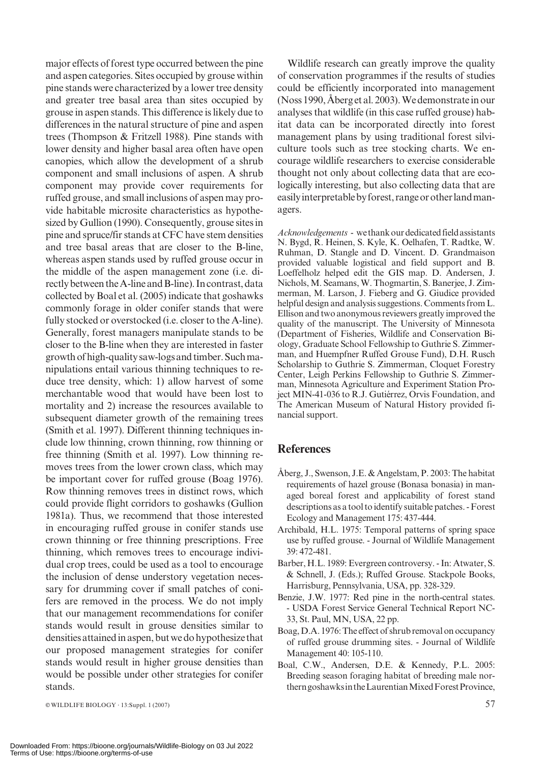major effects of forest type occurred between the pine and aspen categories. Sites occupied by grouse within pine stands were characterized by a lower tree density and greater tree basal area than sites occupied by grouse in aspen stands. This difference is likely due to differences in the natural structure of pine and aspen trees (Thompson & Fritzell 1988). Pine stands with lower density and higher basal area often have open canopies, which allow the development of a shrub component and small inclusions of aspen. A shrub component may provide cover requirements for ruffed grouse, and small inclusions of aspen may provide habitable microsite characteristics as hypothesized by Gullion (1990). Consequently, grouse sites in pine and spruce/fir stands at CFC have stem densities and tree basal areas that are closer to the B-line, whereas aspen stands used by ruffed grouse occur in the middle of the aspen management zone (i.e. directly between the A-line and B-line). In contrast, data collected by Boal et al. (2005) indicate that goshawks commonly forage in older conifer stands that were fully stocked or overstocked (i.e. closer to the A-line). Generally, forest managers manipulate stands to be closer to the B-line when they are interested in faster growth of high-quality saw-logs and timber. Such manipulations entail various thinning techniques to reduce tree density, which: 1) allow harvest of some merchantable wood that would have been lost to mortality and 2) increase the resources available to subsequent diameter growth of the remaining trees (Smith et al. 1997). Different thinning techniques include low thinning, crown thinning, row thinning or free thinning (Smith et al. 1997). Low thinning removes trees from the lower crown class, which may be important cover for ruffed grouse (Boag 1976). Row thinning removes trees in distinct rows, which could provide flight corridors to goshawks (Gullion 1981a). Thus, we recommend that those interested in encouraging ruffed grouse in conifer stands use crown thinning or free thinning prescriptions. Free thinning, which removes trees to encourage individual crop trees, could be used as a tool to encourage the inclusion of dense understory vegetation necessary for drumming cover if small patches of conifers are removed in the process. We do not imply that our management recommendations for conifer stands would result in grouse densities similar to densities attained in aspen, but we do hypothesize that our proposed management strategies for conifer stands would result in higher grouse densities than would be possible under other strategies for conifer stands.

Wildlife research can greatly improve the quality of conservation programmes if the results of studies could be efficiently incorporated into management (Noss 1990, Åberg et al. 2003). We demonstrate in our analyses that wildlife (in this case ruffed grouse) habitat data can be incorporated directly into forest management plans by using traditional forest silviculture tools such as tree stocking charts. We encourage wildlife researchers to exercise considerable thought not only about collecting data that are ecologically interesting, but also collecting data that are easily interpretable by forest, range or other land managers.

*Acknowledgements* - we thank our dedicated field assistants N. Bygd, R. Heinen, S. Kyle, K. Oelhafen, T. Radtke, W. Ruhman, D. Stangle and D. Vincent. D. Grandmaison provided valuable logistical and field support and B. Loeffelholz helped edit the GIS map. D. Andersen, J. Nichols, M. Seamans, W. Thogmartin, S. Banerjee, J. Zimmerman, M. Larson, J. Fieberg and G. Giudice provided helpful design and analysis suggestions. Comments from L. Ellison and two anonymous reviewers greatly improved the quality of the manuscript. The University of Minnesota (Department of Fisheries, Wildlife and Conservation Biology, Graduate School Fellowship to Guthrie S. Zimmerman, and Huempfner Ruffed Grouse Fund), D.H. Rusch Scholarship to Guthrie S. Zimmerman, Cloquet Forestry Center, Leigh Perkins Fellowship to Guthrie S. Zimmerman, Minnesota Agriculture and Experiment Station Project MIN-41-036 to R.J. Gutiérrez, Orvis Foundation, and The American Museum of Natural History provided financial support.

## References

Åberg, J., Swenson, J.E. & Angelstam, P. 2003: The habitat requirements of hazel grouse (Bonasa bonasia) in managed boreal forest and applicability of forest stand descriptions as a tool to identify suitable patches. - Forest Ecology and Management 175: 437-444.

Archibald, H.L. 1975: Temporal patterns of spring space use by ruffed grouse. - Journal of Wildlife Management 39: 472-481.

Barber, H.L. 1989: Evergreen controversy. - In: Atwater, S. & Schnell, J. (Eds.); Ruffed Grouse. Stackpole Books, Harrisburg, Pennsylvania, USA, pp. 328-329.

Benzie, J.W. 1977: Red pine in the north-central states. - USDA Forest Service General Technical Report NC-33, St. Paul, MN, USA, 22 pp.

Boag, D.A. 1976: The effect of shrub removal on occupancy of ruffed grouse drumming sites. - Journal of Wildlife Management 40: 105-110.

Boal, C.W., Andersen, D.E. & Kennedy, P.L. 2005: Breeding season foraging habitat of breeding male northern goshawks in the Laurentian Mixed Forest Province,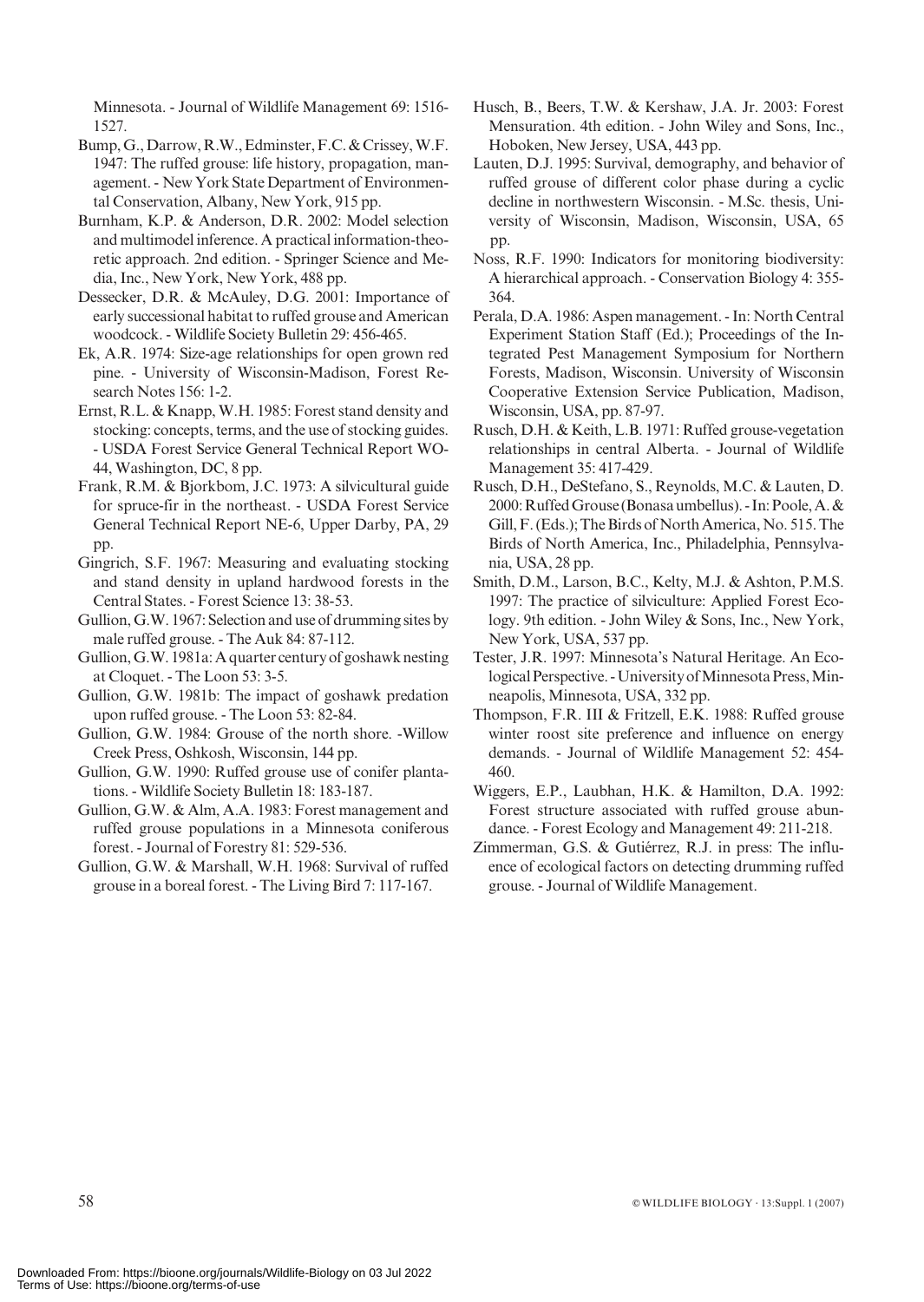Minnesota. - Journal of Wildlife Management 69: 1516-1527.

Bump, G., Darrow, R.W., Edminster, F.C. & Crissey, W.F. 1947: The ruffed grouse: life history, propagation, management. - New York State Department of Environmental Conservation, Albany, New York, 915 pp.

Burnham, K.P. & Anderson, D.R. 2002: Model selection and multimodel inference. A practical information-theoretic approach. 2nd edition. - Springer Science and Media, Inc., New York, New York, 488 pp.

Dessecker, D.R. & McAuley, D.G. 2001: Importance of early successional habitat to ruffed grouse and American woodcock. - Wildlife Society Bulletin 29: 456-465.

Ek, A.R. 1974: Size-age relationships for open grown red pine. - University of Wisconsin-Madison, Forest Research Notes 156: 1-2.

Ernst, R.L. & Knapp, W.H. 1985: Forest stand density and stocking: concepts, terms, and the use of stocking guides. - USDA Forest Service General Technical Report WO-44, Washington, DC, 8 pp.

Frank, R.M. & Bjorkbom, J.C. 1973: A silvicultural guide for spruce-fir in the northeast. - USDA Forest Service General Technical Report NE-6, Upper Darby, PA, 29 pp.

Gingrich, S.F. 1967: Measuring and evaluating stocking and stand density in upland hardwood forests in the Central States. - Forest Science 13: 38-53.

Gullion, G.W. 1967: Selection and use of drumming sites by male ruffed grouse. - The Auk 84: 87-112.

Gullion, G.W. 1981a: A quarter century of goshawk nesting at Cloquet. - The Loon 53: 3-5.

Gullion, G.W. 1981b: The impact of goshawk predation upon ruffed grouse. - The Loon 53: 82-84.

Gullion, G.W. 1984: Grouse of the north shore. -Willow Creek Press, Oshkosh, Wisconsin, 144 pp.

Gullion, G.W. 1990: Ruffed grouse use of conifer plantations. - Wildlife Society Bulletin 18: 183-187.

Gullion, G.W. & Alm, A.A. 1983: Forest management and ruffed grouse populations in a Minnesota coniferous forest. - Journal of Forestry 81: 529-536.

Gullion, G.W. & Marshall, W.H. 1968: Survival of ruffed grouse in a boreal forest. - The Living Bird 7: 117-167.

Husch, B., Beers, T.W. & Kershaw, J.A. Jr. 2003: Forest Mensuration. 4th edition. - John Wiley and Sons, Inc., Hoboken, New Jersey, USA, 443 pp.

Lauten, D.J. 1995: Survival, demography, and behavior of ruffed grouse of different color phase during a cyclic decline in northwestern Wisconsin. - M.Sc. thesis, University of Wisconsin, Madison, Wisconsin, USA, 65 pp.

Noss, R.F. 1990: Indicators for monitoring biodiversity: A hierarchical approach. - Conservation Biology 4: 355-364.

Perala, D.A. 1986: Aspen management. - In: North Central Experiment Station Staff (Ed.); Proceedings of the Integrated Pest Management Symposium for Northern Forests, Madison, Wisconsin. University of Wisconsin Cooperative Extension Service Publication, Madison, Wisconsin, USA, pp. 87-97.

Rusch, D.H. & Keith, L.B. 1971: Ruffed grouse-vegetation relationships in central Alberta. - Journal of Wildlife Management 35: 417-429.

Rusch, D.H., DeStefano, S., Reynolds, M.C. & Lauten, D. 2000: Ruffed Grouse (Bonasa umbellus). - In: Poole, A. & Gill, F. (Eds.); The Birds of North America, No. 515. The Birds of North America, Inc., Philadelphia, Pennsylvania, USA, 28 pp.

Smith, D.M., Larson, B.C., Kelty, M.J. & Ashton, P.M.S. 1997: The practice of silviculture: Applied Forest Ecology. 9th edition. - John Wiley & Sons, Inc., New York, New York, USA, 537 pp.

Tester, J.R. 1997: Minnesota's Natural Heritage. An Ecological Perspective. - University of Minnesota Press, Minneapolis, Minnesota, USA, 332 pp.

Thompson, F.R. III & Fritzell, E.K. 1988: Ruffed grouse winter roost site preference and influence on energy demands. - Journal of Wildlife Management 52: 454-460.

Wiggers, E.P., Laubhan, H.K. & Hamilton, D.A. 1992: Forest structure associated with ruffed grouse abundance. - Forest Ecology and Management 49: 211-218.

Zimmerman, G.S. & Gutiérrez, R.J. in press: The influence of ecological factors on detecting drumming ruffed grouse. - Journal of Wildlife Management.